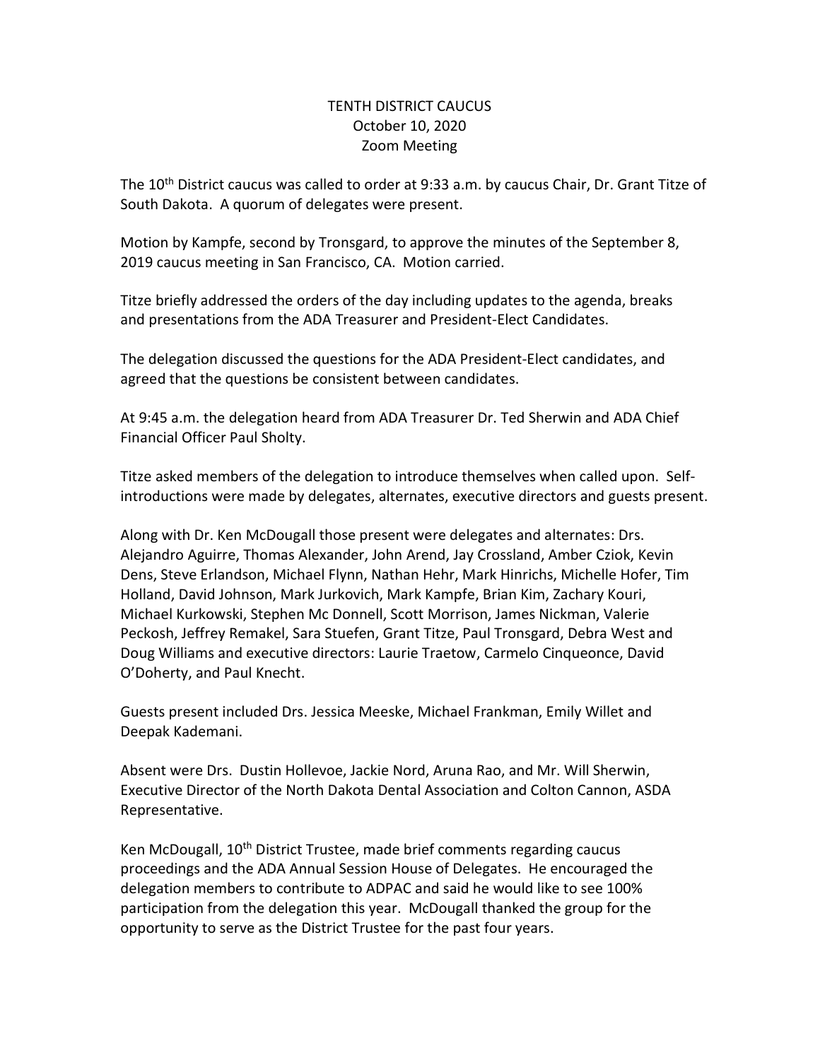# TENTH DISTRICT CAUCUS
## October 10, 2020
## Zoom Meeting

The 10th District caucus was called to order at 9:33 a.m. by caucus Chair, Dr. Grant Titze of South Dakota. A quorum of delegates were present.

Motion by Kampfe, second by Tronsgard, to approve the minutes of the September 8, 2019 caucus meeting in San Francisco, CA. Motion carried.

Titze briefly addressed the orders of the day including updates to the agenda, breaks and presentations from the ADA Treasurer and President-Elect Candidates.

The delegation discussed the questions for the ADA President-Elect candidates, and agreed that the questions be consistent between candidates.

At 9:45 a.m. the delegation heard from ADA Treasurer Dr. Ted Sherwin and ADA Chief Financial Officer Paul Sholty.

Titze asked members of the delegation to introduce themselves when called upon. Self-introductions were made by delegates, alternates, executive directors and guests present.

Along with Dr. Ken McDougall those present were delegates and alternates: Drs. Alejandro Aguirre, Thomas Alexander, John Arend, Jay Crossland, Amber Cziok, Kevin Dens, Steve Erlandson, Michael Flynn, Nathan Hehr, Mark Hinrichs, Michelle Hofer, Tim Holland, David Johnson, Mark Jurkovich, Mark Kampfe, Brian Kim, Zachary Kouri, Michael Kurkowski, Stephen Mc Donnell, Scott Morrison, James Nickman, Valerie Peckosh, Jeffrey Remakel, Sara Stuefen, Grant Titze, Paul Tronsgard, Debra West and Doug Williams and executive directors: Laurie Traetow, Carmelo Cinqueonce, David O'Doherty, and Paul Knecht.

Guests present included Drs. Jessica Meeske, Michael Frankman, Emily Willet and Deepak Kademani.

Absent were Drs. Dustin Hollevoe, Jackie Nord, Aruna Rao, and Mr. Will Sherwin, Executive Director of the North Dakota Dental Association and Colton Cannon, ASDA Representative.

Ken McDougall, 10th District Trustee, made brief comments regarding caucus proceedings and the ADA Annual Session House of Delegates. He encouraged the delegation members to contribute to ADPAC and said he would like to see 100% participation from the delegation this year. McDougall thanked the group for the opportunity to serve as the District Trustee for the past four years.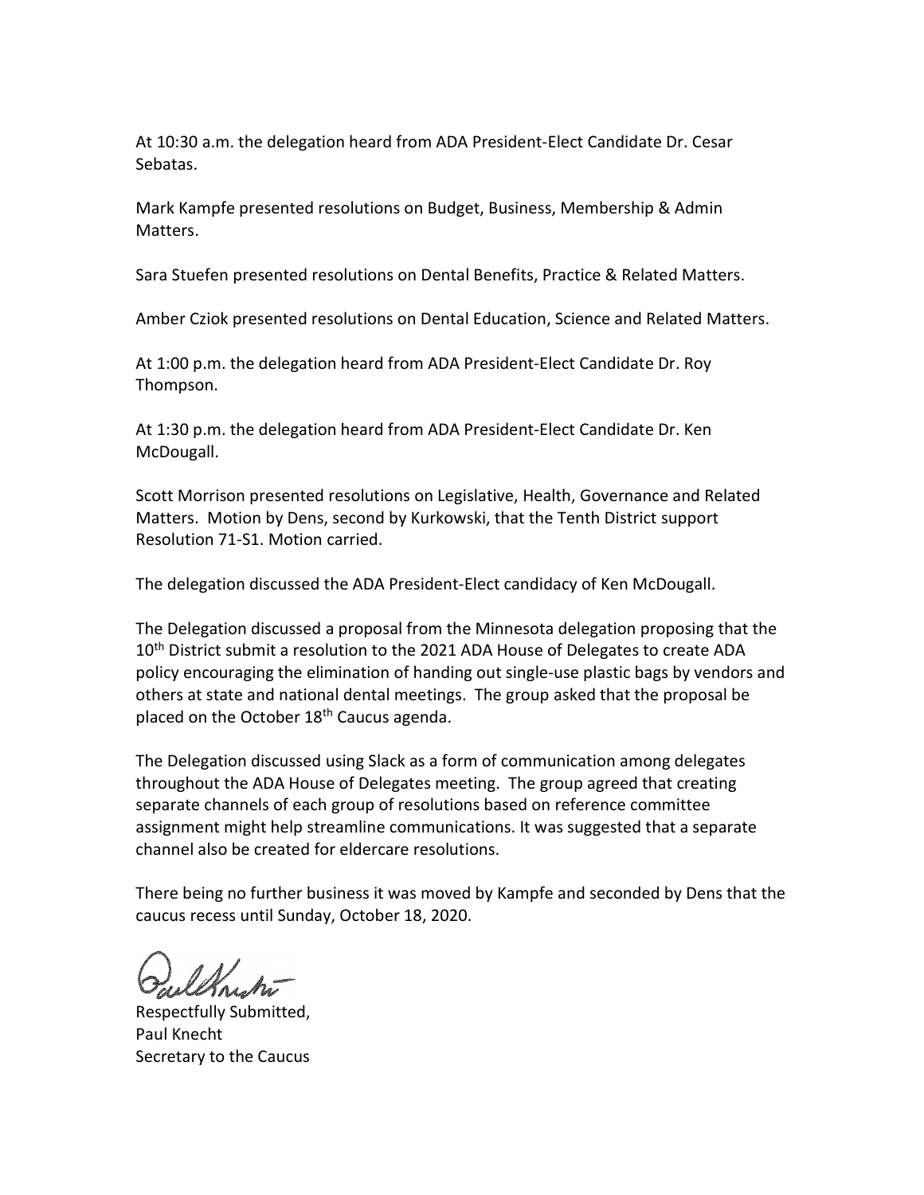At 10:30 a.m. the delegation heard from ADA President-Elect Candidate Dr. Cesar Sebatas.

Mark Kampfe presented resolutions on Budget, Business, Membership & Admin Matters.

Sara Stuefen presented resolutions on Dental Benefits, Practice & Related Matters.

Amber Cziok presented resolutions on Dental Education, Science and Related Matters.

At 1:00 p.m. the delegation heard from ADA President-Elect Candidate Dr. Roy Thompson.

At 1:30 p.m. the delegation heard from ADA President-Elect Candidate Dr. Ken McDougall.

Scott Morrison presented resolutions on Legislative, Health, Governance and Related Matters. Motion by Dens, second by Kurkowski, that the Tenth District support Resolution 71-S1. Motion carried.

The delegation discussed the ADA President-Elect candidacy of Ken McDougall.

The Delegation discussed a proposal from the Minnesota delegation proposing that the 10th District submit a resolution to the 2021 ADA House of Delegates to create ADA policy encouraging the elimination of handing out single-use plastic bags by vendors and others at state and national dental meetings. The group asked that the proposal be placed on the October 18th Caucus agenda.

The Delegation discussed using Slack as a form of communication among delegates throughout the ADA House of Delegates meeting. The group agreed that creating separate channels of each group of resolutions based on reference committee assignment might help streamline communications. It was suggested that a separate channel also be created for eldercare resolutions.

There being no further business it was moved by Kampfe and seconded by Dens that the caucus recess until Sunday, October 18, 2020.

Respectfully Submitted,  
Paul Knecht  
Secretary to the Caucus